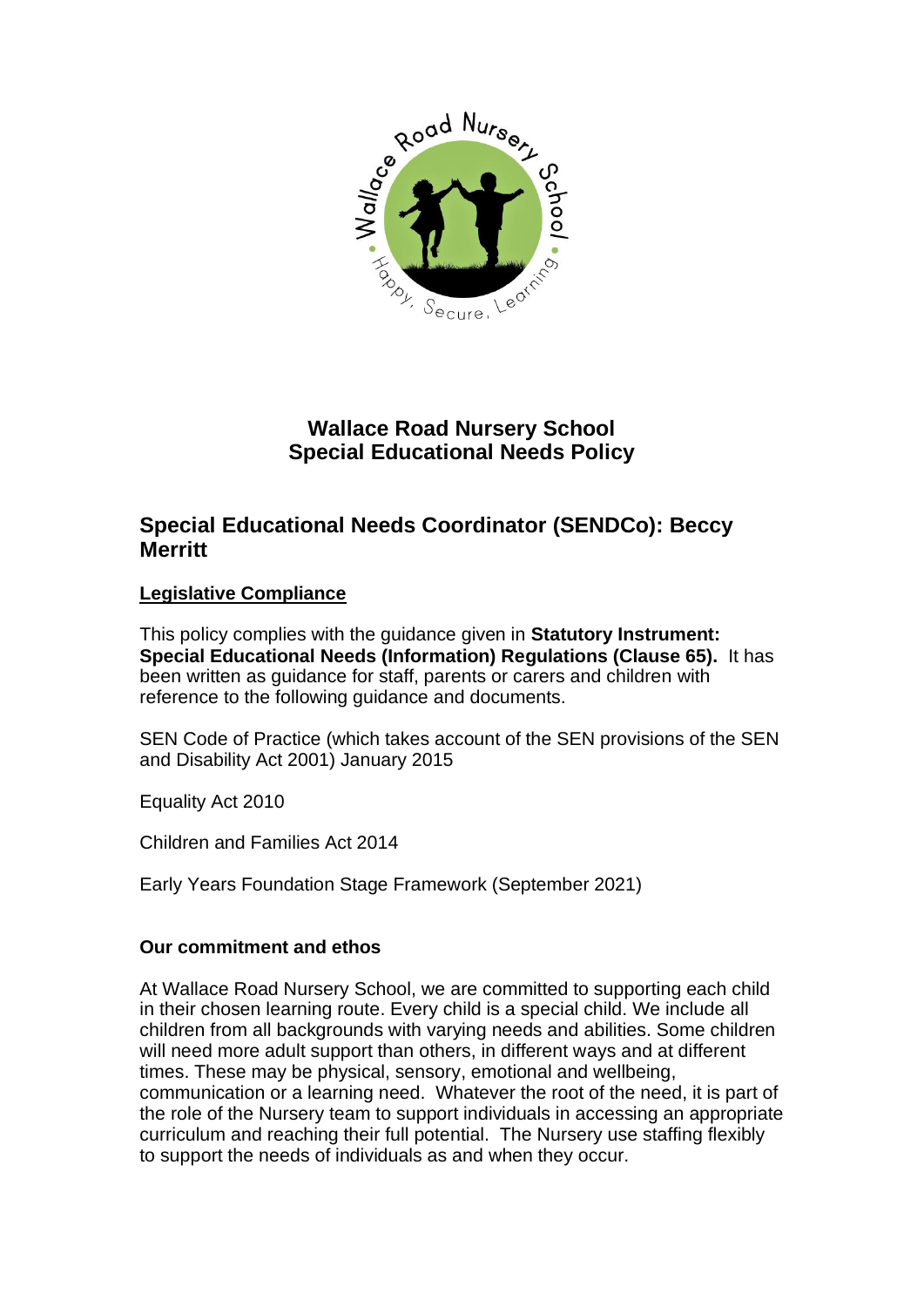# Wallace Road Nursery School
# Special Educational Needs Policy

## Special Educational Needs Coordinator (SENDCo): Beccy Merritt

**Legislative Compliance**

This policy complies with the guidance given in **Statutory Instrument: Special Educational Needs (Information) Regulations (Clause 65).** It has been written as guidance for staff, parents or carers and children with reference to the following guidance and documents.

SEN Code of Practice (which takes account of the SEN provisions of the SEN and Disability Act 2001) January 2015

Equality Act 2010

Children and Families Act 2014

Early Years Foundation Stage Framework (September 2021)

**Our commitment and ethos**

At Wallace Road Nursery School, we are committed to supporting each child in their chosen learning route. Every child is a special child. We include all children from all backgrounds with varying needs and abilities. Some children will need more adult support than others, in different ways and at different times. These may be physical, sensory, emotional and wellbeing, communication or a learning need. Whatever the root of the need, it is part of the role of the Nursery team to support individuals in accessing an appropriate curriculum and reaching their full potential. The Nursery use staffing flexibly to support the needs of individuals as and when they occur.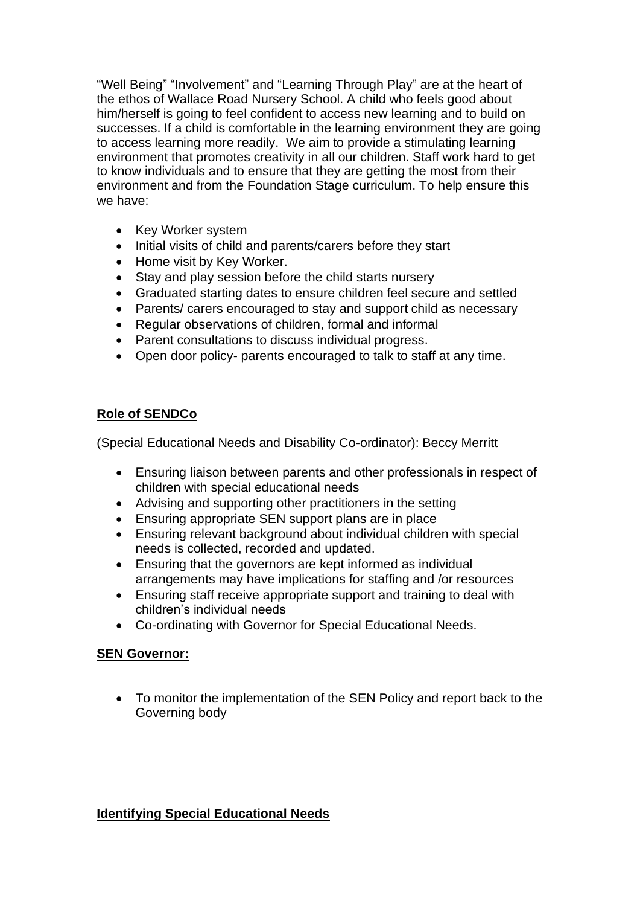"Well Being" "Involvement" and "Learning Through Play" are at the heart of the ethos of Wallace Road Nursery School. A child who feels good about him/herself is going to feel confident to access new learning and to build on successes. If a child is comfortable in the learning environment they are going to access learning more readily. We aim to provide a stimulating learning environment that promotes creativity in all our children. Staff work hard to get to know individuals and to ensure that they are getting the most from their environment and from the Foundation Stage curriculum. To help ensure this we have:

- Key Worker system
- Initial visits of child and parents/carers before they start
- Home visit by Key Worker.
- Stay and play session before the child starts nursery
- Graduated starting dates to ensure children feel secure and settled
- Parents/ carers encouraged to stay and support child as necessary
- Regular observations of children, formal and informal
- Parent consultations to discuss individual progress.
- Open door policy- parents encouraged to talk to staff at any time.

## Role of SENDCo

(Special Educational Needs and Disability Co-ordinator): Beccy Merritt

- Ensuring liaison between parents and other professionals in respect of children with special educational needs
- Advising and supporting other practitioners in the setting
- Ensuring appropriate SEN support plans are in place
- Ensuring relevant background about individual children with special needs is collected, recorded and updated.
- Ensuring that the governors are kept informed as individual arrangements may have implications for staffing and /or resources
- Ensuring staff receive appropriate support and training to deal with children's individual needs
- Co-ordinating with Governor for Special Educational Needs.

## SEN Governor:

- To monitor the implementation of the SEN Policy and report back to the Governing body

## Identifying Special Educational Needs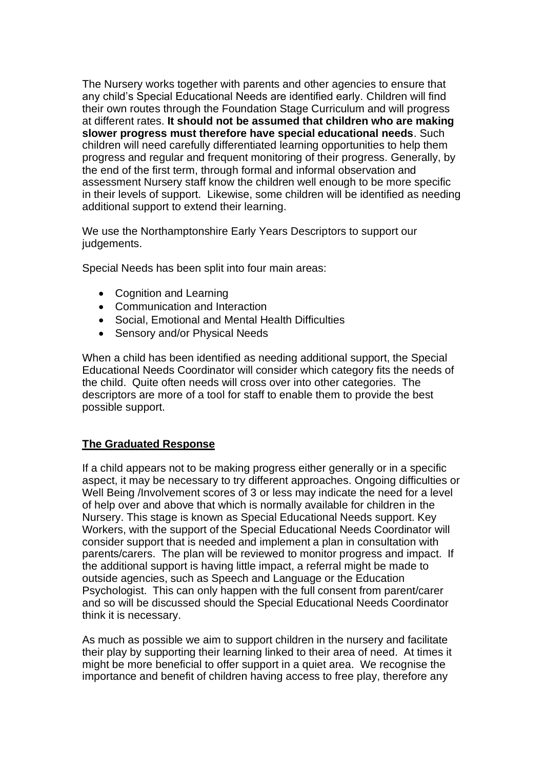The Nursery works together with parents and other agencies to ensure that any child's Special Educational Needs are identified early. Children will find their own routes through the Foundation Stage Curriculum and will progress at different rates. **It should not be assumed that children who are making slower progress must therefore have special educational needs**. Such children will need carefully differentiated learning opportunities to help them progress and regular and frequent monitoring of their progress. Generally, by the end of the first term, through formal and informal observation and assessment Nursery staff know the children well enough to be more specific in their levels of support. Likewise, some children will be identified as needing additional support to extend their learning.

We use the Northamptonshire Early Years Descriptors to support our judgements.

Special Needs has been split into four main areas:

- Cognition and Learning
- Communication and Interaction
- Social, Emotional and Mental Health Difficulties
- Sensory and/or Physical Needs

When a child has been identified as needing additional support, the Special Educational Needs Coordinator will consider which category fits the needs of the child. Quite often needs will cross over into other categories. The descriptors are more of a tool for staff to enable them to provide the best possible support.

## The Graduated Response

If a child appears not to be making progress either generally or in a specific aspect, it may be necessary to try different approaches. Ongoing difficulties or Well Being /Involvement scores of 3 or less may indicate the need for a level of help over and above that which is normally available for children in the Nursery. This stage is known as Special Educational Needs support. Key Workers, with the support of the Special Educational Needs Coordinator will consider support that is needed and implement a plan in consultation with parents/carers. The plan will be reviewed to monitor progress and impact. If the additional support is having little impact, a referral might be made to outside agencies, such as Speech and Language or the Education Psychologist. This can only happen with the full consent from parent/carer and so will be discussed should the Special Educational Needs Coordinator think it is necessary.

As much as possible we aim to support children in the nursery and facilitate their play by supporting their learning linked to their area of need. At times it might be more beneficial to offer support in a quiet area. We recognise the importance and benefit of children having access to free play, therefore any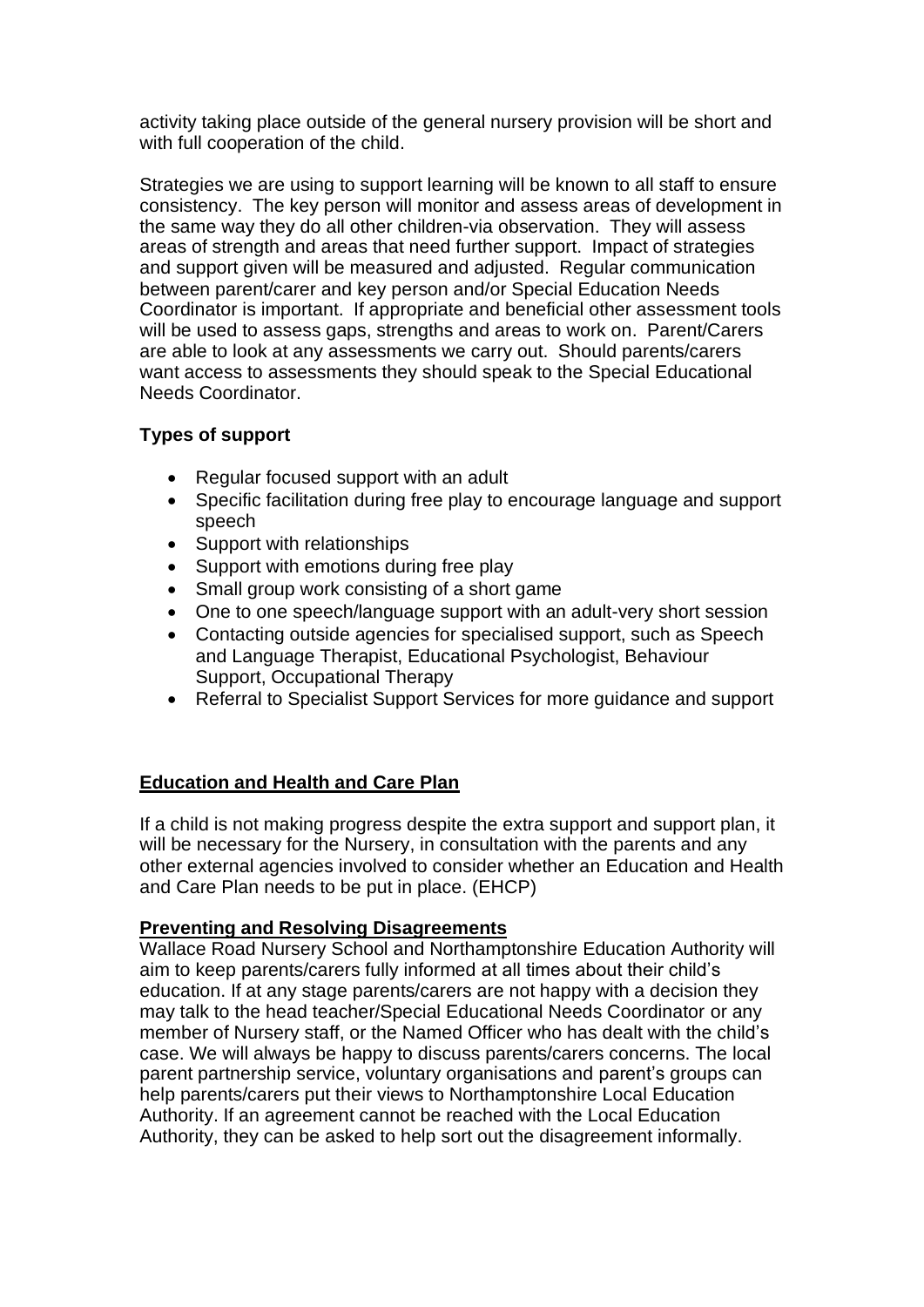activity taking place outside of the general nursery provision will be short and with full cooperation of the child.

Strategies we are using to support learning will be known to all staff to ensure consistency. The key person will monitor and assess areas of development in the same way they do all other children-via observation. They will assess areas of strength and areas that need further support. Impact of strategies and support given will be measured and adjusted. Regular communication between parent/carer and key person and/or Special Education Needs Coordinator is important. If appropriate and beneficial other assessment tools will be used to assess gaps, strengths and areas to work on. Parent/Carers are able to look at any assessments we carry out. Should parents/carers want access to assessments they should speak to the Special Educational Needs Coordinator.

**Types of support**

- Regular focused support with an adult
- Specific facilitation during free play to encourage language and support speech
- Support with relationships
- Support with emotions during free play
- Small group work consisting of a short game
- One to one speech/language support with an adult-very short session
- Contacting outside agencies for specialised support, such as Speech and Language Therapist, Educational Psychologist, Behaviour Support, Occupational Therapy
- Referral to Specialist Support Services for more guidance and support

**Education and Health and Care Plan**

If a child is not making progress despite the extra support and support plan, it will be necessary for the Nursery, in consultation with the parents and any other external agencies involved to consider whether an Education and Health and Care Plan needs to be put in place. (EHCP)

**Preventing and Resolving Disagreements**

Wallace Road Nursery School and Northamptonshire Education Authority will aim to keep parents/carers fully informed at all times about their child's education. If at any stage parents/carers are not happy with a decision they may talk to the head teacher/Special Educational Needs Coordinator or any member of Nursery staff, or the Named Officer who has dealt with the child's case. We will always be happy to discuss parents/carers concerns. The local parent partnership service, voluntary organisations and parent's groups can help parents/carers put their views to Northamptonshire Local Education Authority. If an agreement cannot be reached with the Local Education Authority, they can be asked to help sort out the disagreement informally.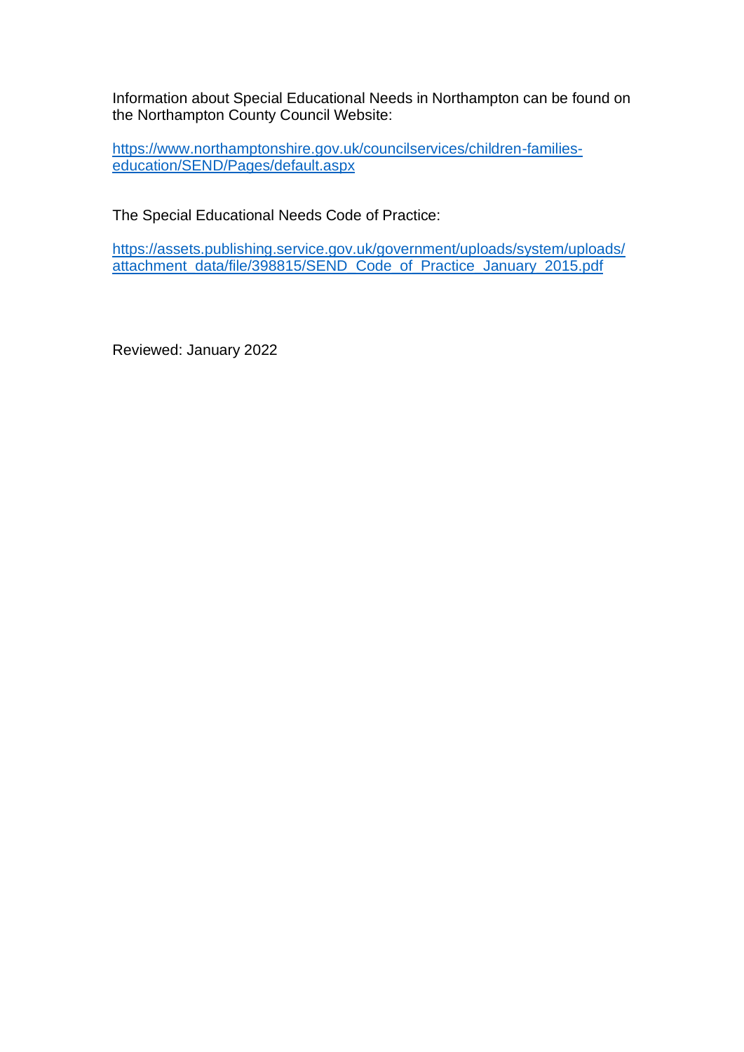Information about Special Educational Needs in Northampton can be found on the Northampton County Council Website:

https://www.northamptonshire.gov.uk/councilservices/children-families-education/SEND/Pages/default.aspx

The Special Educational Needs Code of Practice:

https://assets.publishing.service.gov.uk/government/uploads/system/uploads/attachment_data/file/398815/SEND_Code_of_Practice_January_2015.pdf

Reviewed: January 2022